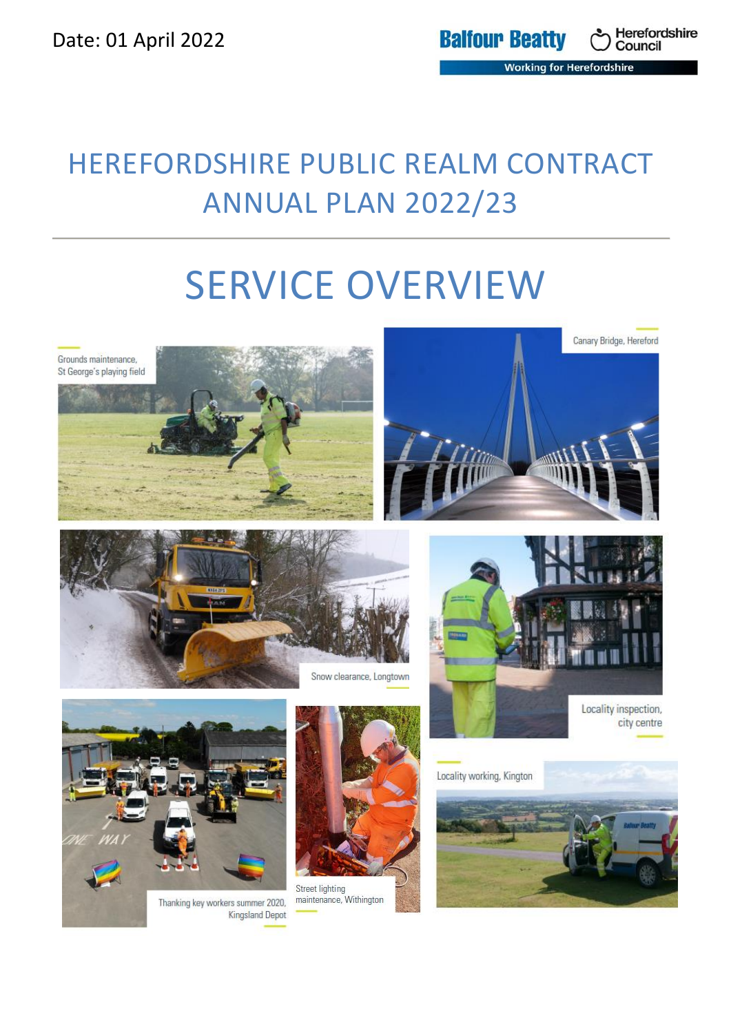Date: 01 April 2022

Balfour Beatty | Herefordshire Council

Working for Herefordshire

# HEREFORDSHIRE PUBLIC REALM CONTRACT ANNUAL PLAN 2022/23

# SERVICE OVERVIEW

Grounds maintenance, St George's playing field

Canary Bridge, Hereford

Snow clearance, Longtown

Locality inspection, city centre

Thanking key workers summer 2020, Kingsland Depot

Street lighting maintenance, Withington

Locality working, Kington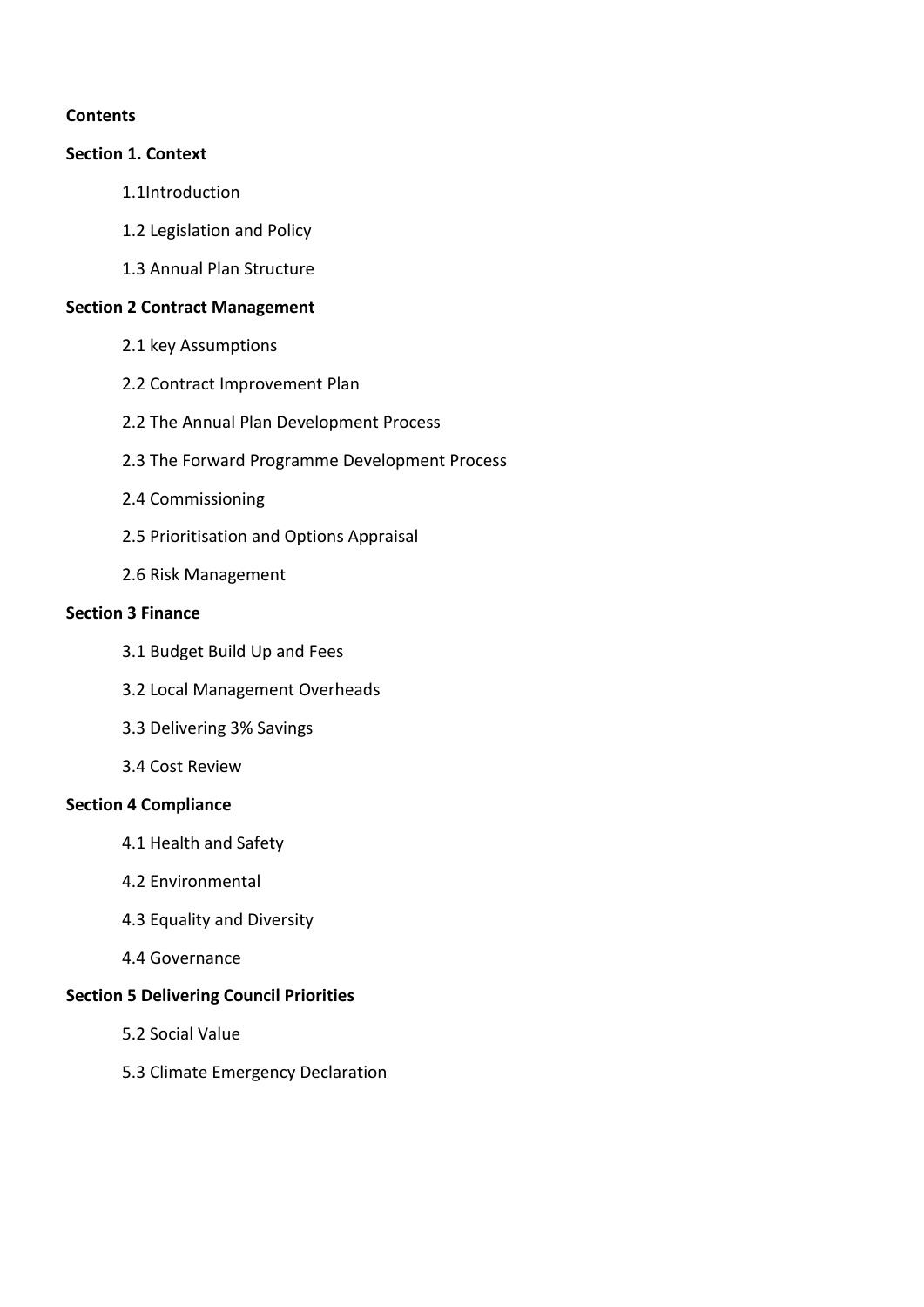**Contents**

**Section 1. Context**

- 1.1Introduction
- 1.2 Legislation and Policy
- 1.3 Annual Plan Structure

**Section 2 Contract Management**

- 2.1 key Assumptions
- 2.2 Contract Improvement Plan
- 2.2 The Annual Plan Development Process
- 2.3 The Forward Programme Development Process
- 2.4 Commissioning
- 2.5 Prioritisation and Options Appraisal
- 2.6 Risk Management

**Section 3 Finance**

- 3.1 Budget Build Up and Fees
- 3.2 Local Management Overheads
- 3.3 Delivering 3% Savings
- 3.4 Cost Review

**Section 4 Compliance**

- 4.1 Health and Safety
- 4.2 Environmental
- 4.3 Equality and Diversity
- 4.4 Governance

**Section 5 Delivering Council Priorities**

- 5.2 Social Value
- 5.3 Climate Emergency Declaration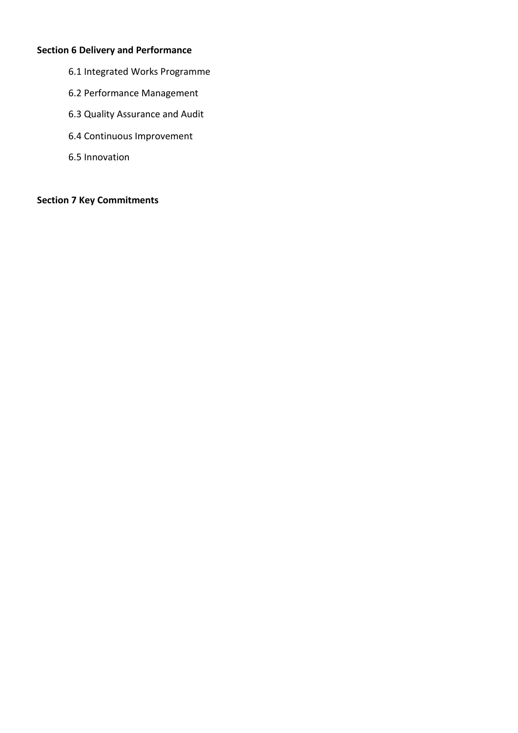**Section 6 Delivery and Performance**

6.1 Integrated Works Programme

6.2 Performance Management

6.3 Quality Assurance and Audit

6.4 Continuous Improvement

6.5 Innovation

**Section 7 Key Commitments**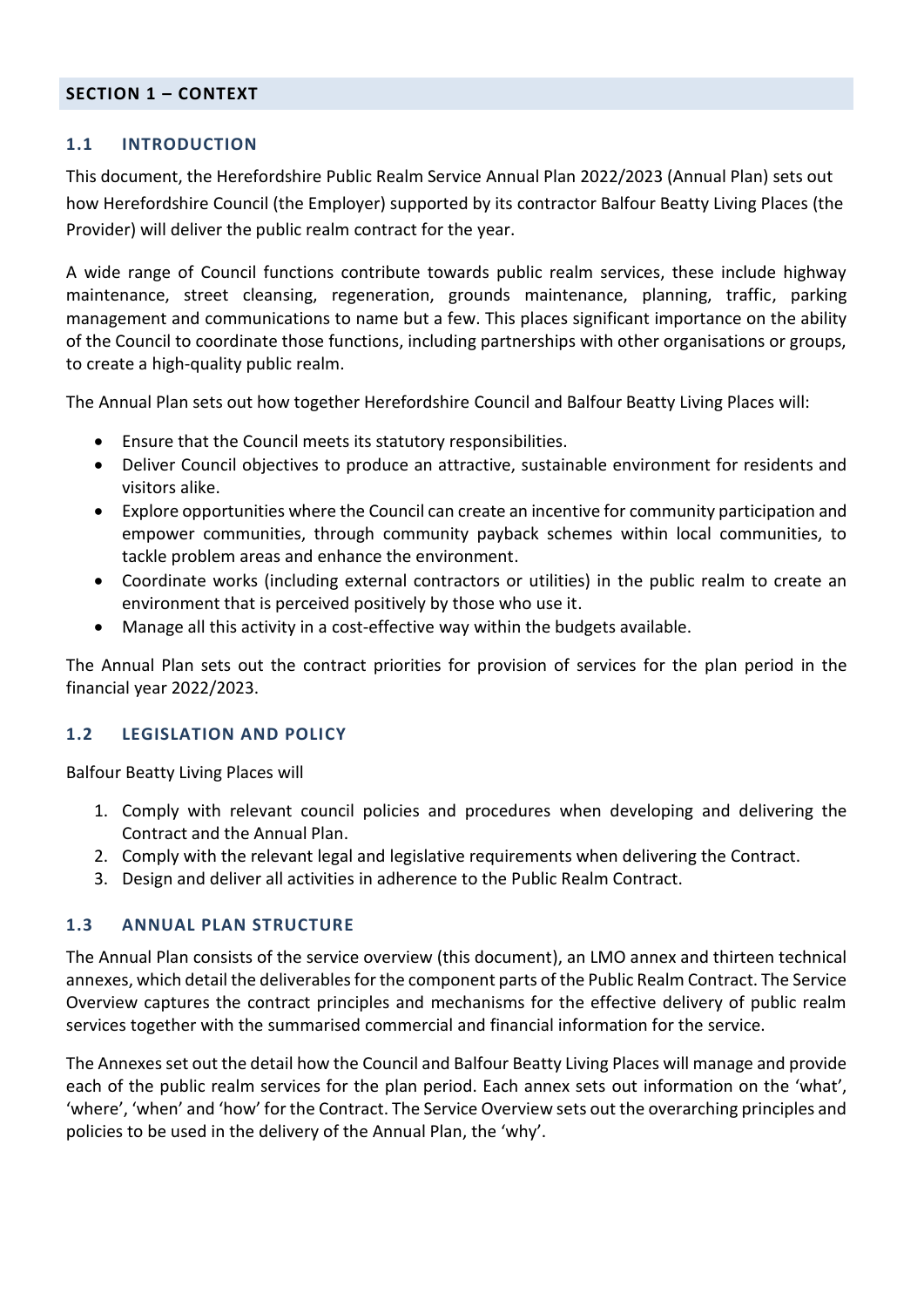## SECTION 1 – CONTEXT

### 1.1 INTRODUCTION

This document, the Herefordshire Public Realm Service Annual Plan 2022/2023 (Annual Plan) sets out how Herefordshire Council (the Employer) supported by its contractor Balfour Beatty Living Places (the Provider) will deliver the public realm contract for the year.

A wide range of Council functions contribute towards public realm services, these include highway maintenance, street cleansing, regeneration, grounds maintenance, planning, traffic, parking management and communications to name but a few. This places significant importance on the ability of the Council to coordinate those functions, including partnerships with other organisations or groups, to create a high-quality public realm.

The Annual Plan sets out how together Herefordshire Council and Balfour Beatty Living Places will:

- Ensure that the Council meets its statutory responsibilities.
- Deliver Council objectives to produce an attractive, sustainable environment for residents and visitors alike.
- Explore opportunities where the Council can create an incentive for community participation and empower communities, through community payback schemes within local communities, to tackle problem areas and enhance the environment.
- Coordinate works (including external contractors or utilities) in the public realm to create an environment that is perceived positively by those who use it.
- Manage all this activity in a cost-effective way within the budgets available.

The Annual Plan sets out the contract priorities for provision of services for the plan period in the financial year 2022/2023.

### 1.2 LEGISLATION AND POLICY

Balfour Beatty Living Places will

1. Comply with relevant council policies and procedures when developing and delivering the Contract and the Annual Plan.
2. Comply with the relevant legal and legislative requirements when delivering the Contract.
3. Design and deliver all activities in adherence to the Public Realm Contract.

### 1.3 ANNUAL PLAN STRUCTURE

The Annual Plan consists of the service overview (this document), an LMO annex and thirteen technical annexes, which detail the deliverables for the component parts of the Public Realm Contract. The Service Overview captures the contract principles and mechanisms for the effective delivery of public realm services together with the summarised commercial and financial information for the service.

The Annexes set out the detail how the Council and Balfour Beatty Living Places will manage and provide each of the public realm services for the plan period. Each annex sets out information on the 'what', 'where', 'when' and 'how' for the Contract. The Service Overview sets out the overarching principles and policies to be used in the delivery of the Annual Plan, the 'why'.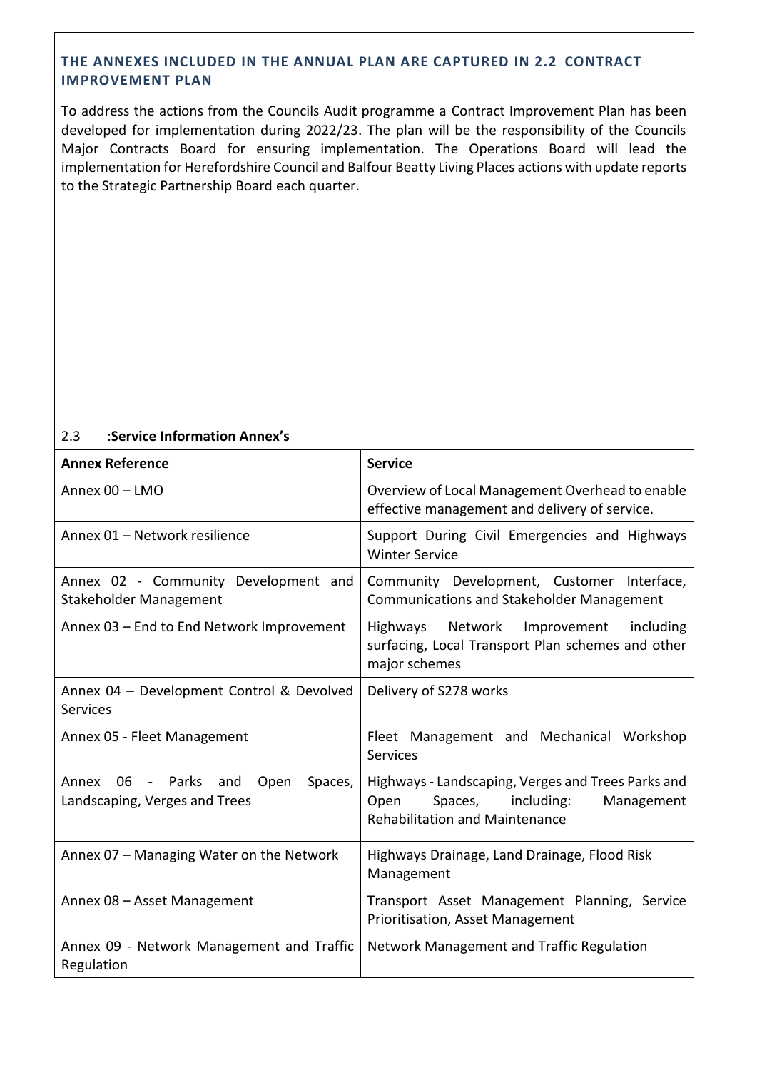### THE ANNEXES INCLUDED IN THE ANNUAL PLAN ARE CAPTURED IN 2.2 CONTRACT IMPROVEMENT PLAN

To address the actions from the Councils Audit programme a Contract Improvement Plan has been developed for implementation during 2022/23. The plan will be the responsibility of the Councils Major Contracts Board for ensuring implementation. The Operations Board will lead the implementation for Herefordshire Council and Balfour Beatty Living Places actions with update reports to the Strategic Partnership Board each quarter.

2.3 :**Service Information Annex's**

| **Annex Reference** | **Service** |
|---|---|
| Annex 00 – LMO | Overview of Local Management Overhead to enable effective management and delivery of service. |
| Annex 01 – Network resilience | Support During Civil Emergencies and Highways Winter Service |
| Annex 02 - Community Development and Stakeholder Management | Community Development, Customer Interface, Communications and Stakeholder Management |
| Annex 03 – End to End Network Improvement | Highways Network Improvement including surfacing, Local Transport Plan schemes and other major schemes |
| Annex 04 – Development Control & Devolved Services | Delivery of S278 works |
| Annex 05 - Fleet Management | Fleet Management and Mechanical Workshop Services |
| Annex 06 - Parks and Open Spaces, Landscaping, Verges and Trees | Highways - Landscaping, Verges and Trees Parks and Open Spaces, including: Management Rehabilitation and Maintenance |
| Annex 07 – Managing Water on the Network | Highways Drainage, Land Drainage, Flood Risk Management |
| Annex 08 – Asset Management | Transport Asset Management Planning, Service Prioritisation, Asset Management |
| Annex 09 - Network Management and Traffic Regulation | Network Management and Traffic Regulation |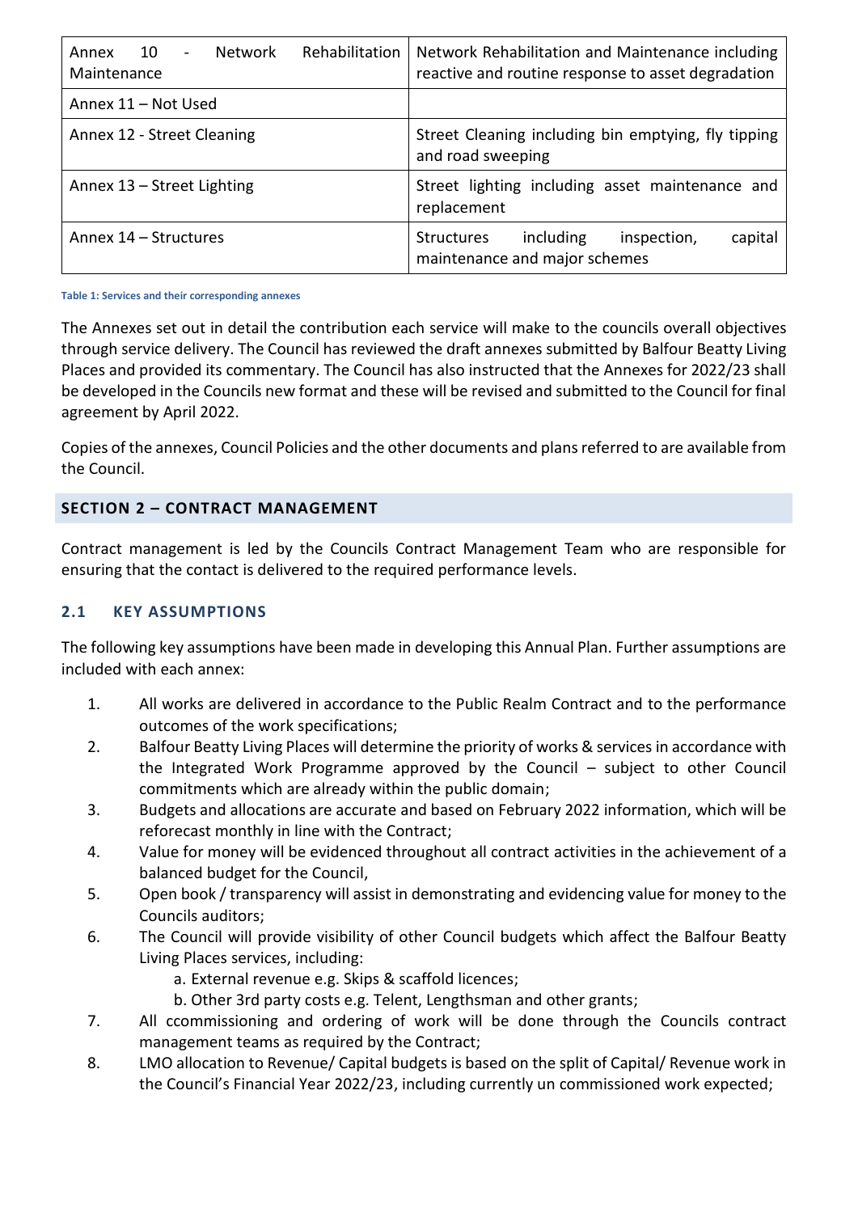| Annex 10 - Network Rehabilitation Maintenance | Network Rehabilitation and Maintenance including reactive and routine response to asset degradation |
|---|---|
| Annex 11 – Not Used | |
| Annex 12 - Street Cleaning | Street Cleaning including bin emptying, fly tipping and road sweeping |
| Annex 13 – Street Lighting | Street lighting including asset maintenance and replacement |
| Annex 14 – Structures | Structures including inspection, capital maintenance and major schemes |

**Table 1: Services and their corresponding annexes**

The Annexes set out in detail the contribution each service will make to the councils overall objectives through service delivery. The Council has reviewed the draft annexes submitted by Balfour Beatty Living Places and provided its commentary. The Council has also instructed that the Annexes for 2022/23 shall be developed in the Councils new format and these will be revised and submitted to the Council for final agreement by April 2022.

Copies of the annexes, Council Policies and the other documents and plans referred to are available from the Council.

## SECTION 2 – CONTRACT MANAGEMENT

Contract management is led by the Councils Contract Management Team who are responsible for ensuring that the contact is delivered to the required performance levels.

### 2.1 KEY ASSUMPTIONS

The following key assumptions have been made in developing this Annual Plan. Further assumptions are included with each annex:

1. All works are delivered in accordance to the Public Realm Contract and to the performance outcomes of the work specifications;
2. Balfour Beatty Living Places will determine the priority of works & services in accordance with the Integrated Work Programme approved by the Council – subject to other Council commitments which are already within the public domain;
3. Budgets and allocations are accurate and based on February 2022 information, which will be reforecast monthly in line with the Contract;
4. Value for money will be evidenced throughout all contract activities in the achievement of a balanced budget for the Council,
5. Open book / transparency will assist in demonstrating and evidencing value for money to the Councils auditors;
6. The Council will provide visibility of other Council budgets which affect the Balfour Beatty Living Places services, including:
   a. External revenue e.g. Skips & scaffold licences;
   b. Other 3rd party costs e.g. Telent, Lengthsman and other grants;
7. All ccommissioning and ordering of work will be done through the Councils contract management teams as required by the Contract;
8. LMO allocation to Revenue/ Capital budgets is based on the split of Capital/ Revenue work in the Council's Financial Year 2022/23, including currently un commissioned work expected;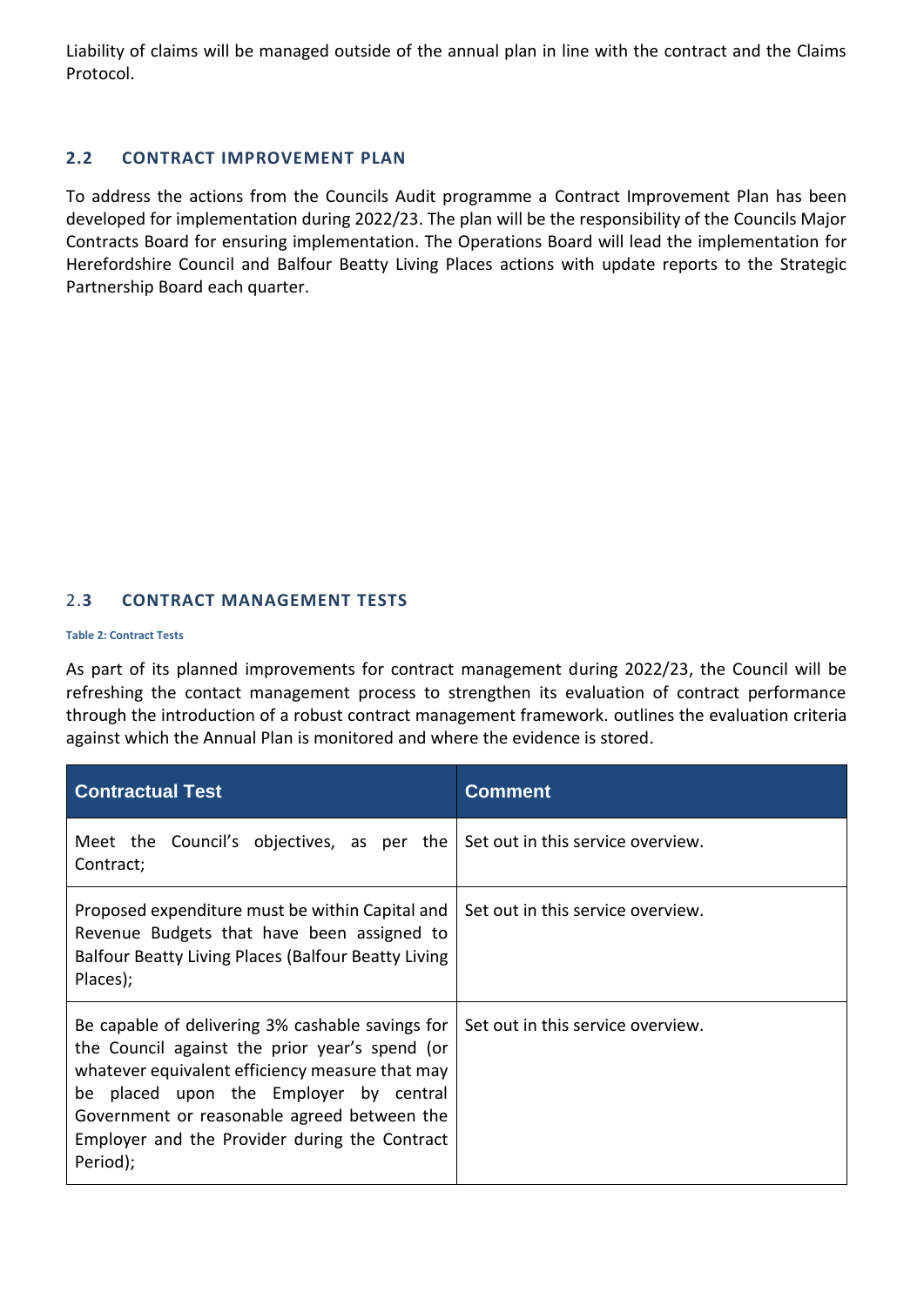Liability of claims will be managed outside of the annual plan in line with the contract and the Claims Protocol.

## 2.2 CONTRACT IMPROVEMENT PLAN

To address the actions from the Councils Audit programme a Contract Improvement Plan has been developed for implementation during 2022/23. The plan will be the responsibility of the Councils Major Contracts Board for ensuring implementation. The Operations Board will lead the implementation for Herefordshire Council and Balfour Beatty Living Places actions with update reports to the Strategic Partnership Board each quarter.

## 2.3 CONTRACT MANAGEMENT TESTS

**Table 2: Contract Tests**

As part of its planned improvements for contract management during 2022/23, the Council will be refreshing the contact management process to strengthen its evaluation of contract performance through the introduction of a robust contract management framework. outlines the evaluation criteria against which the Annual Plan is monitored and where the evidence is stored.

| Contractual Test | Comment |
|---|---|
| Meet the Council's objectives, as per the Contract; | Set out in this service overview. |
| Proposed expenditure must be within Capital and Revenue Budgets that have been assigned to Balfour Beatty Living Places (Balfour Beatty Living Places); | Set out in this service overview. |
| Be capable of delivering 3% cashable savings for the Council against the prior year's spend (or whatever equivalent efficiency measure that may be placed upon the Employer by central Government or reasonable agreed between the Employer and the Provider during the Contract Period); | Set out in this service overview. |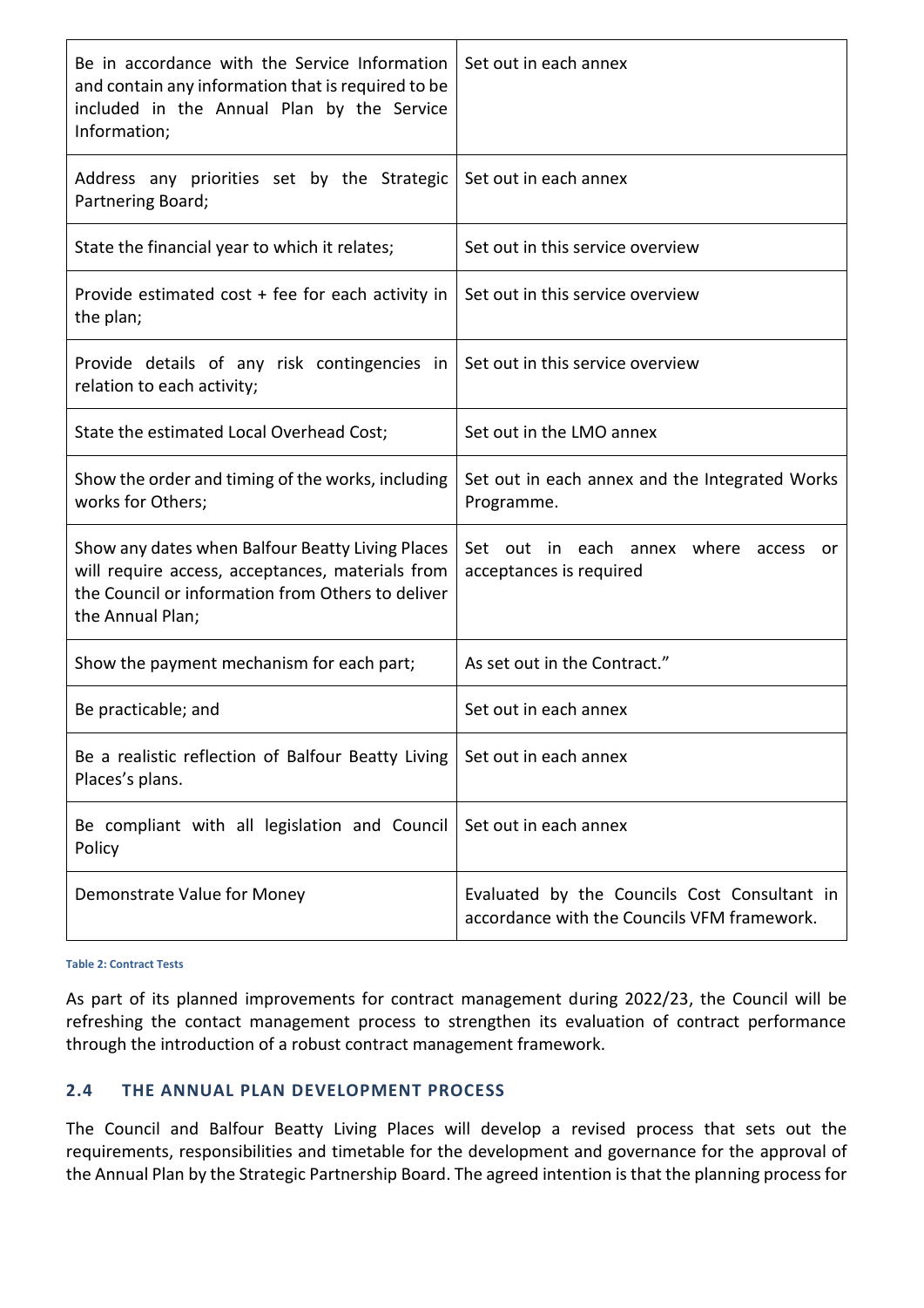| | |
|---|---|
| Be in accordance with the Service Information and contain any information that is required to be included in the Annual Plan by the Service Information; | Set out in each annex |
| Address any priorities set by the Strategic Partnering Board; | Set out in each annex |
| State the financial year to which it relates; | Set out in this service overview |
| Provide estimated cost + fee for each activity in the plan; | Set out in this service overview |
| Provide details of any risk contingencies in relation to each activity; | Set out in this service overview |
| State the estimated Local Overhead Cost; | Set out in the LMO annex |
| Show the order and timing of the works, including works for Others; | Set out in each annex and the Integrated Works Programme. |
| Show any dates when Balfour Beatty Living Places will require access, acceptances, materials from the Council or information from Others to deliver the Annual Plan; | Set out in each annex where access or acceptances is required |
| Show the payment mechanism for each part; | As set out in the Contract." |
| Be practicable; and | Set out in each annex |
| Be a realistic reflection of Balfour Beatty Living Places's plans. | Set out in each annex |
| Be compliant with all legislation and Council Policy | Set out in each annex |
| Demonstrate Value for Money | Evaluated by the Councils Cost Consultant in accordance with the Councils VFM framework. |

**Table 2: Contract Tests**

As part of its planned improvements for contract management during 2022/23, the Council will be refreshing the contact management process to strengthen its evaluation of contract performance through the introduction of a robust contract management framework.

### 2.4 THE ANNUAL PLAN DEVELOPMENT PROCESS

The Council and Balfour Beatty Living Places will develop a revised process that sets out the requirements, responsibilities and timetable for the development and governance for the approval of the Annual Plan by the Strategic Partnership Board. The agreed intention is that the planning process for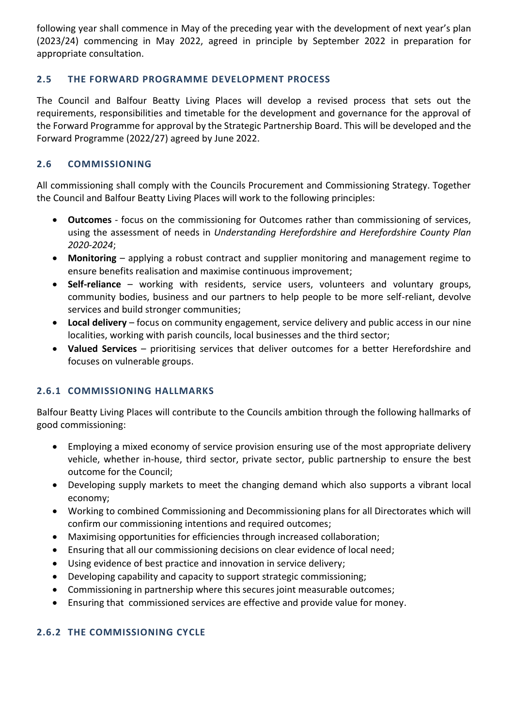following year shall commence in May of the preceding year with the development of next year's plan (2023/24) commencing in May 2022, agreed in principle by September 2022 in preparation for appropriate consultation.

### 2.5 THE FORWARD PROGRAMME DEVELOPMENT PROCESS

The Council and Balfour Beatty Living Places will develop a revised process that sets out the requirements, responsibilities and timetable for the development and governance for the approval of the Forward Programme for approval by the Strategic Partnership Board. This will be developed and the Forward Programme (2022/27) agreed by June 2022.

### 2.6 COMMISSIONING

All commissioning shall comply with the Councils Procurement and Commissioning Strategy. Together the Council and Balfour Beatty Living Places will work to the following principles:

- **Outcomes** - focus on the commissioning for Outcomes rather than commissioning of services, using the assessment of needs in *Understanding Herefordshire and Herefordshire County Plan 2020-2024*;
- **Monitoring** – applying a robust contract and supplier monitoring and management regime to ensure benefits realisation and maximise continuous improvement;
- **Self-reliance** – working with residents, service users, volunteers and voluntary groups, community bodies, business and our partners to help people to be more self-reliant, devolve services and build stronger communities;
- **Local delivery** – focus on community engagement, service delivery and public access in our nine localities, working with parish councils, local businesses and the third sector;
- **Valued Services** – prioritising services that deliver outcomes for a better Herefordshire and focuses on vulnerable groups.

#### 2.6.1 COMMISSIONING HALLMARKS

Balfour Beatty Living Places will contribute to the Councils ambition through the following hallmarks of good commissioning:

- Employing a mixed economy of service provision ensuring use of the most appropriate delivery vehicle, whether in-house, third sector, private sector, public partnership to ensure the best outcome for the Council;
- Developing supply markets to meet the changing demand which also supports a vibrant local economy;
- Working to combined Commissioning and Decommissioning plans for all Directorates which will confirm our commissioning intentions and required outcomes;
- Maximising opportunities for efficiencies through increased collaboration;
- Ensuring that all our commissioning decisions on clear evidence of local need;
- Using evidence of best practice and innovation in service delivery;
- Developing capability and capacity to support strategic commissioning;
- Commissioning in partnership where this secures joint measurable outcomes;
- Ensuring that commissioned services are effective and provide value for money.

#### 2.6.2 THE COMMISSIONING CYCLE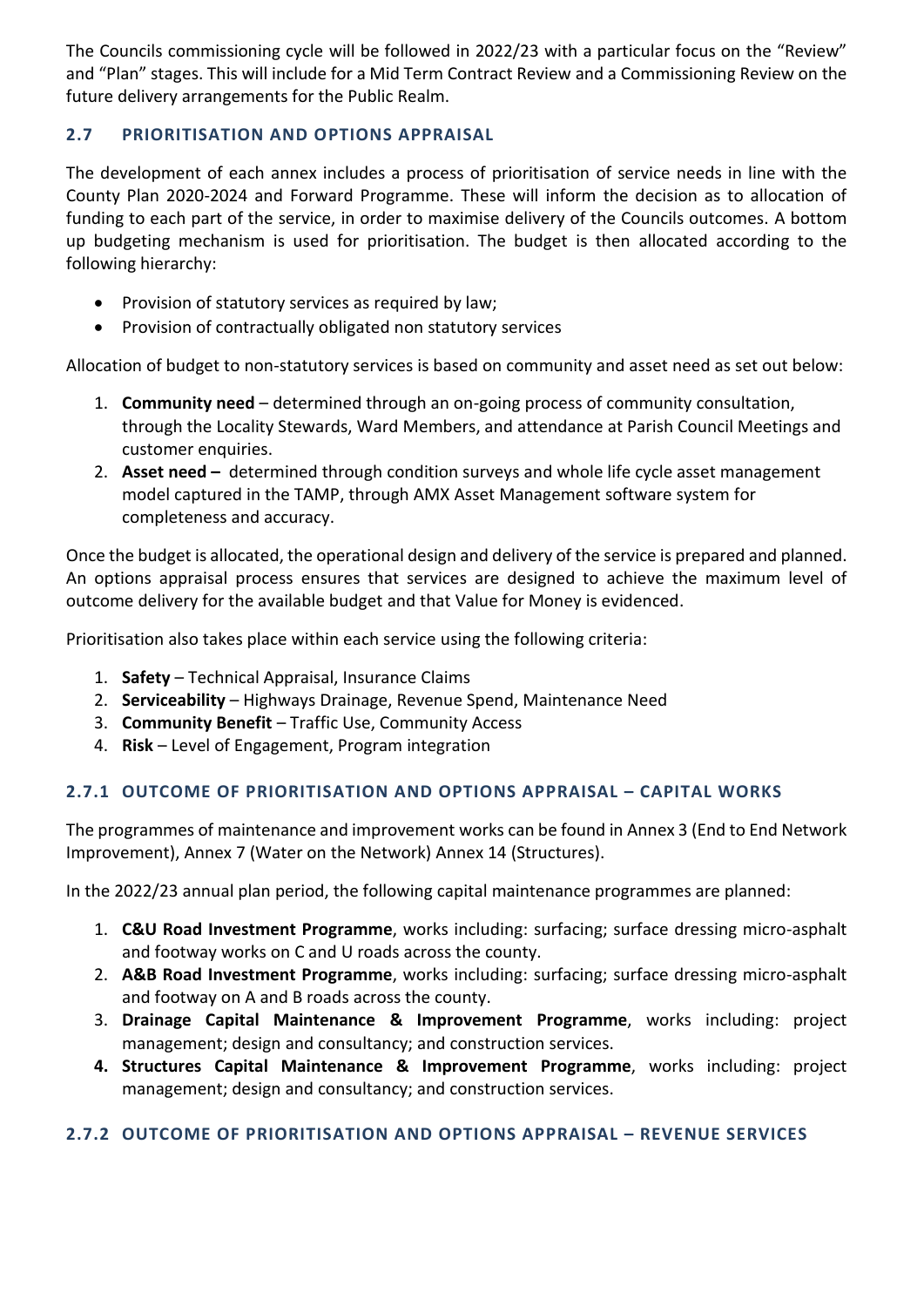The Councils commissioning cycle will be followed in 2022/23 with a particular focus on the "Review" and "Plan" stages. This will include for a Mid Term Contract Review and a Commissioning Review on the future delivery arrangements for the Public Realm.

### 2.7 PRIORITISATION AND OPTIONS APPRAISAL

The development of each annex includes a process of prioritisation of service needs in line with the County Plan 2020-2024 and Forward Programme. These will inform the decision as to allocation of funding to each part of the service, in order to maximise delivery of the Councils outcomes. A bottom up budgeting mechanism is used for prioritisation. The budget is then allocated according to the following hierarchy:

- Provision of statutory services as required by law;
- Provision of contractually obligated non statutory services

Allocation of budget to non-statutory services is based on community and asset need as set out below:

1. **Community need** – determined through an on-going process of community consultation, through the Locality Stewards, Ward Members, and attendance at Parish Council Meetings and customer enquiries.
2. **Asset need –** determined through condition surveys and whole life cycle asset management model captured in the TAMP, through AMX Asset Management software system for completeness and accuracy.

Once the budget is allocated, the operational design and delivery of the service is prepared and planned. An options appraisal process ensures that services are designed to achieve the maximum level of outcome delivery for the available budget and that Value for Money is evidenced.

Prioritisation also takes place within each service using the following criteria:

1. **Safety** – Technical Appraisal, Insurance Claims
2. **Serviceability** – Highways Drainage, Revenue Spend, Maintenance Need
3. **Community Benefit** – Traffic Use, Community Access
4. **Risk** – Level of Engagement, Program integration

#### 2.7.1 OUTCOME OF PRIORITISATION AND OPTIONS APPRAISAL – CAPITAL WORKS

The programmes of maintenance and improvement works can be found in Annex 3 (End to End Network Improvement), Annex 7 (Water on the Network) Annex 14 (Structures).

In the 2022/23 annual plan period, the following capital maintenance programmes are planned:

1. **C&U Road Investment Programme**, works including: surfacing; surface dressing micro-asphalt and footway works on C and U roads across the county.
2. **A&B Road Investment Programme**, works including: surfacing; surface dressing micro-asphalt and footway on A and B roads across the county.
3. **Drainage Capital Maintenance & Improvement Programme**, works including: project management; design and consultancy; and construction services.
4. **Structures Capital Maintenance & Improvement Programme**, works including: project management; design and consultancy; and construction services.

#### 2.7.2 OUTCOME OF PRIORITISATION AND OPTIONS APPRAISAL – REVENUE SERVICES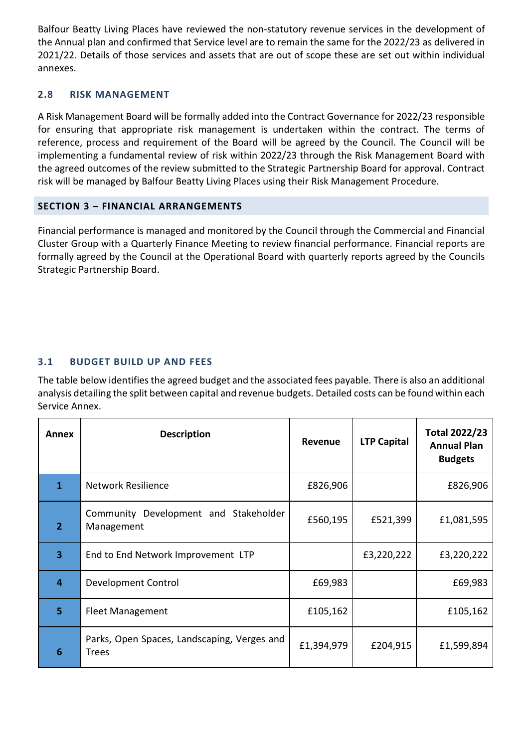Balfour Beatty Living Places have reviewed the non-statutory revenue services in the development of the Annual plan and confirmed that Service level are to remain the same for the 2022/23 as delivered in 2021/22. Details of those services and assets that are out of scope these are set out within individual annexes.

### 2.8 RISK MANAGEMENT

A Risk Management Board will be formally added into the Contract Governance for 2022/23 responsible for ensuring that appropriate risk management is undertaken within the contract. The terms of reference, process and requirement of the Board will be agreed by the Council. The Council will be implementing a fundamental review of risk within 2022/23 through the Risk Management Board with the agreed outcomes of the review submitted to the Strategic Partnership Board for approval. Contract risk will be managed by Balfour Beatty Living Places using their Risk Management Procedure.

## SECTION 3 – FINANCIAL ARRANGEMENTS

Financial performance is managed and monitored by the Council through the Commercial and Financial Cluster Group with a Quarterly Finance Meeting to review financial performance. Financial reports are formally agreed by the Council at the Operational Board with quarterly reports agreed by the Councils Strategic Partnership Board.

### 3.1 BUDGET BUILD UP AND FEES

The table below identifies the agreed budget and the associated fees payable. There is also an additional analysis detailing the split between capital and revenue budgets. Detailed costs can be found within each Service Annex.

| Annex | Description | Revenue | LTP Capital | Total 2022/23 Annual Plan Budgets |
|---|---|---|---|---|
| 1 | Network Resilience | £826,906 | | £826,906 |
| 2 | Community Development and Stakeholder Management | £560,195 | £521,399 | £1,081,595 |
| 3 | End to End Network Improvement LTP | | £3,220,222 | £3,220,222 |
| 4 | Development Control | £69,983 | | £69,983 |
| 5 | Fleet Management | £105,162 | | £105,162 |
| 6 | Parks, Open Spaces, Landscaping, Verges and Trees | £1,394,979 | £204,915 | £1,599,894 |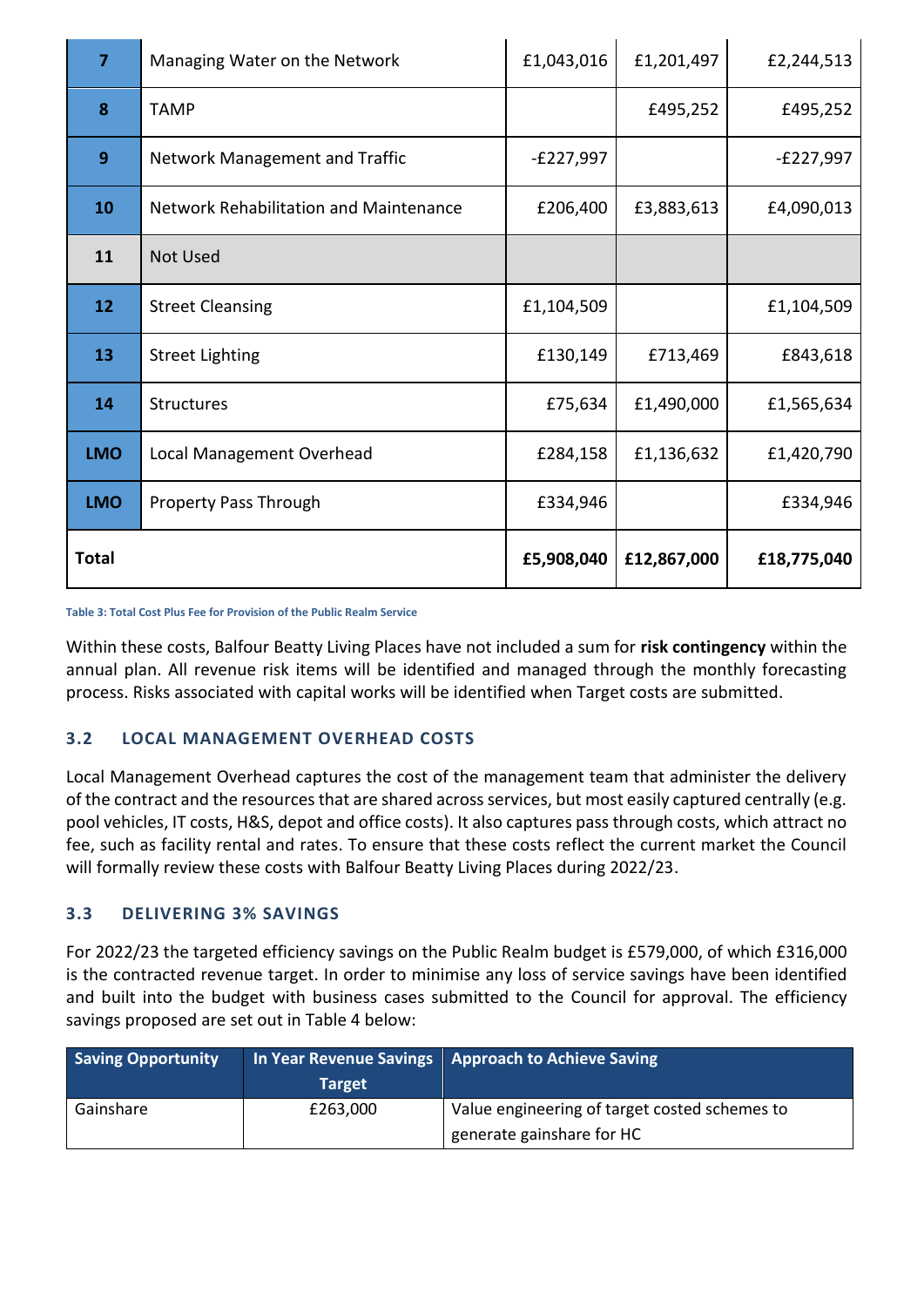| 7 | Managing Water on the Network | £1,043,016 | £1,201,497 | £2,244,513 |
|---|---|---|---|---|
| 8 | TAMP | | £495,252 | £495,252 |
| 9 | Network Management and Traffic | -£227,997 | | -£227,997 |
| 10 | Network Rehabilitation and Maintenance | £206,400 | £3,883,613 | £4,090,013 |
| 11 | Not Used | | | |
| 12 | Street Cleansing | £1,104,509 | | £1,104,509 |
| 13 | Street Lighting | £130,149 | £713,469 | £843,618 |
| 14 | Structures | £75,634 | £1,490,000 | £1,565,634 |
| LMO | Local Management Overhead | £284,158 | £1,136,632 | £1,420,790 |
| LMO | Property Pass Through | £334,946 | | £334,946 |
| **Total** | | **£5,908,040** | **£12,867,000** | **£18,775,040** |

Table 3: Total Cost Plus Fee for Provision of the Public Realm Service

Within these costs, Balfour Beatty Living Places have not included a sum for **risk contingency** within the annual plan. All revenue risk items will be identified and managed through the monthly forecasting process. Risks associated with capital works will be identified when Target costs are submitted.

### 3.2 LOCAL MANAGEMENT OVERHEAD COSTS

Local Management Overhead captures the cost of the management team that administer the delivery of the contract and the resources that are shared across services, but most easily captured centrally (e.g. pool vehicles, IT costs, H&S, depot and office costs). It also captures pass through costs, which attract no fee, such as facility rental and rates. To ensure that these costs reflect the current market the Council will formally review these costs with Balfour Beatty Living Places during 2022/23.

### 3.3 DELIVERING 3% SAVINGS

For 2022/23 the targeted efficiency savings on the Public Realm budget is £579,000, of which £316,000 is the contracted revenue target. In order to minimise any loss of service savings have been identified and built into the budget with business cases submitted to the Council for approval. The efficiency savings proposed are set out in Table 4 below:

| Saving Opportunity | In Year Revenue Savings Target | Approach to Achieve Saving |
|---|---|---|
| Gainshare | £263,000 | Value engineering of target costed schemes to generate gainshare for HC |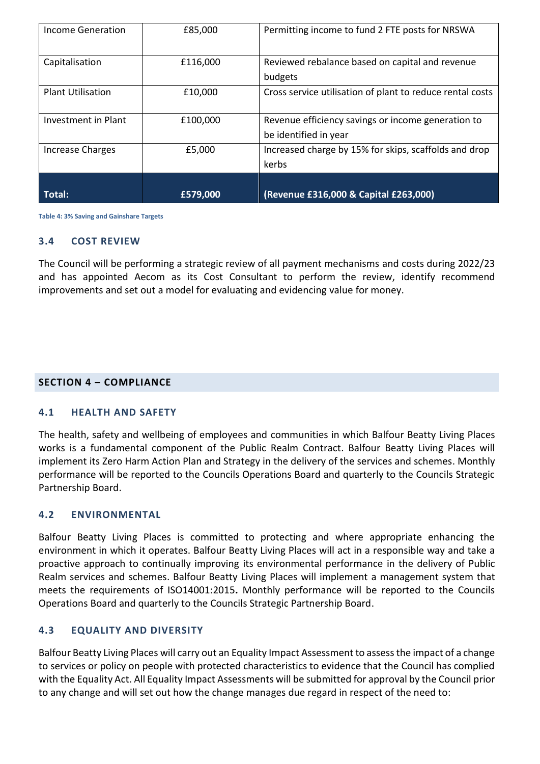| Income Generation | £85,000 | Permitting income to fund 2 FTE posts for NRSWA |
|---|---|---|
| Capitalisation | £116,000 | Reviewed rebalance based on capital and revenue budgets |
| Plant Utilisation | £10,000 | Cross service utilisation of plant to reduce rental costs |
| Investment in Plant | £100,000 | Revenue efficiency savings or income generation to be identified in year |
| Increase Charges | £5,000 | Increased charge by 15% for skips, scaffolds and drop kerbs |
| **Total:** | **£579,000** | **(Revenue £316,000 & Capital £263,000)** |

Table 4: 3% Saving and Gainshare Targets

### 3.4 COST REVIEW

The Council will be performing a strategic review of all payment mechanisms and costs during 2022/23 and has appointed Aecom as its Cost Consultant to perform the review, identify recommend improvements and set out a model for evaluating and evidencing value for money.

## SECTION 4 – COMPLIANCE

### 4.1 HEALTH AND SAFETY

The health, safety and wellbeing of employees and communities in which Balfour Beatty Living Places works is a fundamental component of the Public Realm Contract. Balfour Beatty Living Places will implement its Zero Harm Action Plan and Strategy in the delivery of the services and schemes. Monthly performance will be reported to the Councils Operations Board and quarterly to the Councils Strategic Partnership Board.

### 4.2 ENVIRONMENTAL

Balfour Beatty Living Places is committed to protecting and where appropriate enhancing the environment in which it operates. Balfour Beatty Living Places will act in a responsible way and take a proactive approach to continually improving its environmental performance in the delivery of Public Realm services and schemes. Balfour Beatty Living Places will implement a management system that meets the requirements of ISO14001:2015**.** Monthly performance will be reported to the Councils Operations Board and quarterly to the Councils Strategic Partnership Board.

### 4.3 EQUALITY AND DIVERSITY

Balfour Beatty Living Places will carry out an Equality Impact Assessment to assess the impact of a change to services or policy on people with protected characteristics to evidence that the Council has complied with the Equality Act. All Equality Impact Assessments will be submitted for approval by the Council prior to any change and will set out how the change manages due regard in respect of the need to: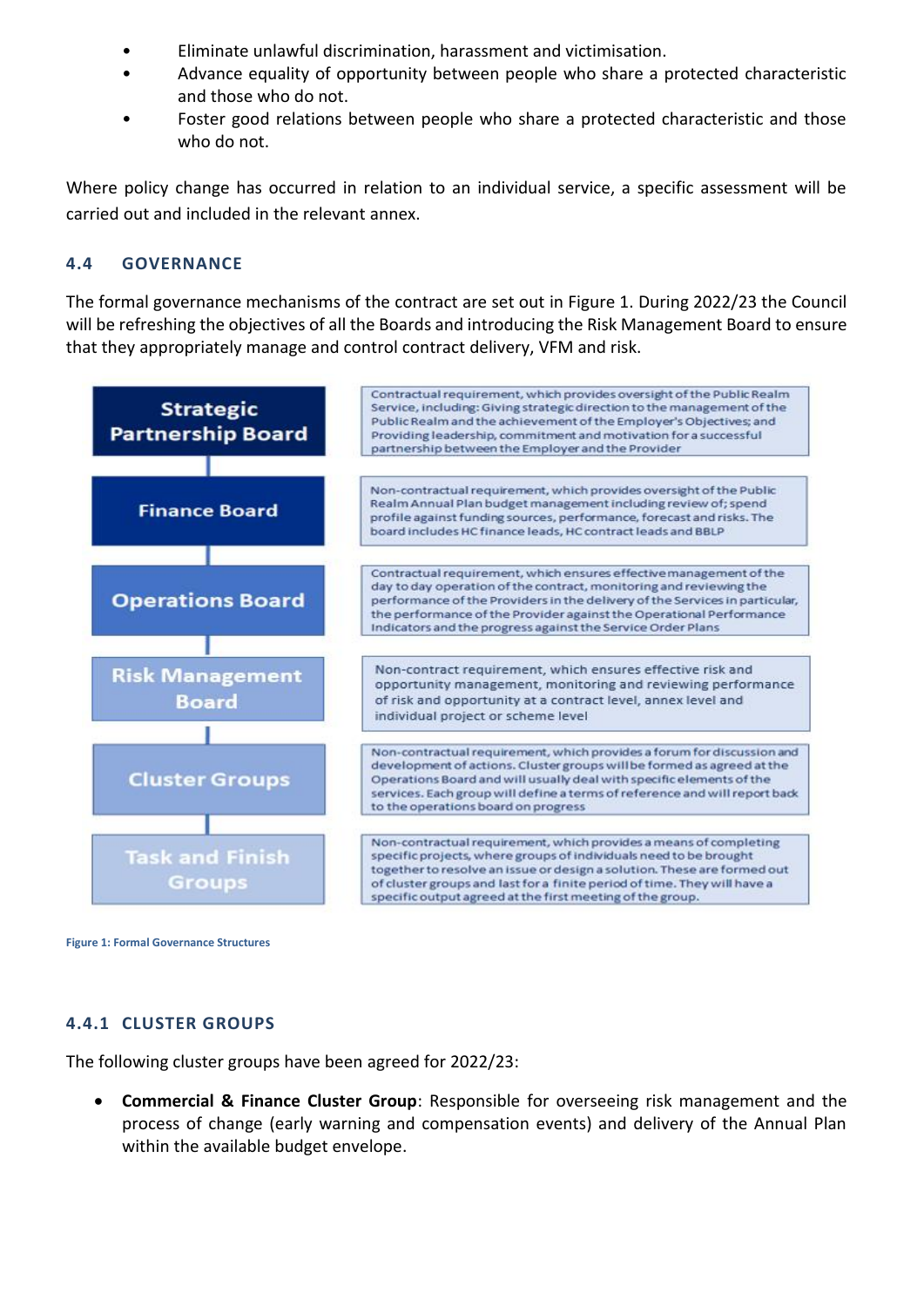- Eliminate unlawful discrimination, harassment and victimisation.
- Advance equality of opportunity between people who share a protected characteristic and those who do not.
- Foster good relations between people who share a protected characteristic and those who do not.

Where policy change has occurred in relation to an individual service, a specific assessment will be carried out and included in the relevant annex.

### 4.4 GOVERNANCE

The formal governance mechanisms of the contract are set out in Figure 1. During 2022/23 the Council will be refreshing the objectives of all the Boards and introducing the Risk Management Board to ensure that they appropriately manage and control contract delivery, VFM and risk.

| | |
|---|---|
| Strategic Partnership Board | Contractual requirement, which provides oversight of the Public Realm Service, including: Giving strategic direction to the management of the Public Realm and the achievement of the Employer's Objectives; and Providing leadership, commitment and motivation for a successful partnership between the Employer and the Provider |
| Finance Board | Non-contractual requirement, which provides oversight of the Public Realm Annual Plan budget management including review of; spend profile against funding sources, performance, forecast and risks. The board includes HC finance leads, HC contract leads and BBLP |
| Operations Board | Contractual requirement, which ensures effective management of the day to day operation of the contract, monitoring and reviewing the performance of the Providers in the delivery of the Services in particular, the performance of the Provider against the Operational Performance Indicators and the progress against the Service Order Plans |
| Risk Management Board | Non-contract requirement, which ensures effective risk and opportunity management, monitoring and reviewing performance of risk and opportunity at a contract level, annex level and individual project or scheme level |
| Cluster Groups | Non-contractual requirement, which provides a forum for discussion and development of actions. Cluster groups will be formed as agreed at the Operations Board and will usually deal with specific elements of the services. Each group will define a terms of reference and will report back to the operations board on progress |
| Task and Finish Groups | Non-contractual requirement, which provides a means of completing specific projects, where groups of individuals need to be brought together to resolve an issue or design a solution. These are formed out of cluster groups and last for a finite period of time. They will have a specific output agreed at the first meeting of the group. |

Figure 1: Formal Governance Structures

#### 4.4.1 CLUSTER GROUPS

The following cluster groups have been agreed for 2022/23:

- **Commercial & Finance Cluster Group**: Responsible for overseeing risk management and the process of change (early warning and compensation events) and delivery of the Annual Plan within the available budget envelope.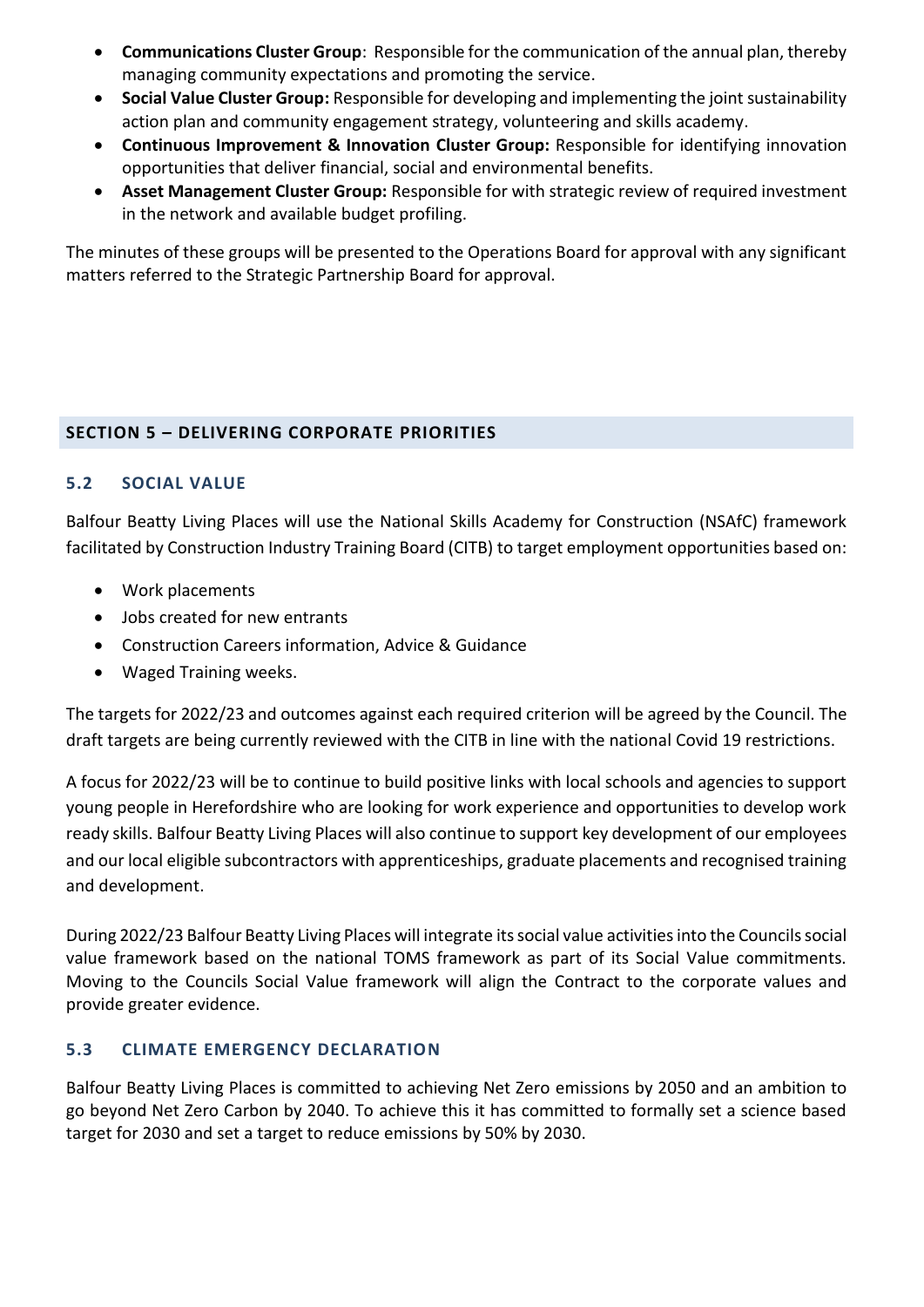- **Communications Cluster Group**: Responsible for the communication of the annual plan, thereby managing community expectations and promoting the service.
- **Social Value Cluster Group:** Responsible for developing and implementing the joint sustainability action plan and community engagement strategy, volunteering and skills academy.
- **Continuous Improvement & Innovation Cluster Group:** Responsible for identifying innovation opportunities that deliver financial, social and environmental benefits.
- **Asset Management Cluster Group:** Responsible for with strategic review of required investment in the network and available budget profiling.

The minutes of these groups will be presented to the Operations Board for approval with any significant matters referred to the Strategic Partnership Board for approval.

## SECTION 5 – DELIVERING CORPORATE PRIORITIES

### 5.2 SOCIAL VALUE

Balfour Beatty Living Places will use the National Skills Academy for Construction (NSAfC) framework facilitated by Construction Industry Training Board (CITB) to target employment opportunities based on:

- Work placements
- Jobs created for new entrants
- Construction Careers information, Advice & Guidance
- Waged Training weeks.

The targets for 2022/23 and outcomes against each required criterion will be agreed by the Council. The draft targets are being currently reviewed with the CITB in line with the national Covid 19 restrictions.

A focus for 2022/23 will be to continue to build positive links with local schools and agencies to support young people in Herefordshire who are looking for work experience and opportunities to develop work ready skills. Balfour Beatty Living Places will also continue to support key development of our employees and our local eligible subcontractors with apprenticeships, graduate placements and recognised training and development.

During 2022/23 Balfour Beatty Living Places will integrate its social value activities into the Councils social value framework based on the national TOMS framework as part of its Social Value commitments. Moving to the Councils Social Value framework will align the Contract to the corporate values and provide greater evidence.

### 5.3 CLIMATE EMERGENCY DECLARATION

Balfour Beatty Living Places is committed to achieving Net Zero emissions by 2050 and an ambition to go beyond Net Zero Carbon by 2040. To achieve this it has committed to formally set a science based target for 2030 and set a target to reduce emissions by 50% by 2030.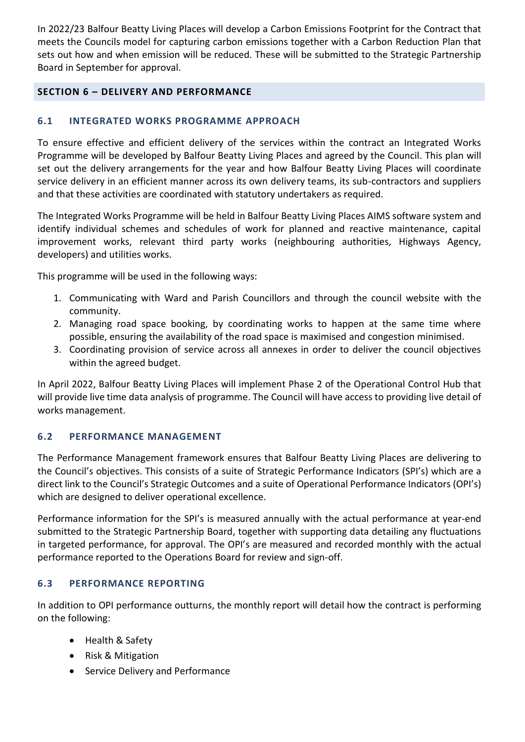In 2022/23 Balfour Beatty Living Places will develop a Carbon Emissions Footprint for the Contract that meets the Councils model for capturing carbon emissions together with a Carbon Reduction Plan that sets out how and when emission will be reduced. These will be submitted to the Strategic Partnership Board in September for approval.

## SECTION 6 – DELIVERY AND PERFORMANCE

### 6.1 INTEGRATED WORKS PROGRAMME APPROACH

To ensure effective and efficient delivery of the services within the contract an Integrated Works Programme will be developed by Balfour Beatty Living Places and agreed by the Council. This plan will set out the delivery arrangements for the year and how Balfour Beatty Living Places will coordinate service delivery in an efficient manner across its own delivery teams, its sub-contractors and suppliers and that these activities are coordinated with statutory undertakers as required.

The Integrated Works Programme will be held in Balfour Beatty Living Places AIMS software system and identify individual schemes and schedules of work for planned and reactive maintenance, capital improvement works, relevant third party works (neighbouring authorities, Highways Agency, developers) and utilities works.

This programme will be used in the following ways:

1. Communicating with Ward and Parish Councillors and through the council website with the community.
2. Managing road space booking, by coordinating works to happen at the same time where possible, ensuring the availability of the road space is maximised and congestion minimised.
3. Coordinating provision of service across all annexes in order to deliver the council objectives within the agreed budget.

In April 2022, Balfour Beatty Living Places will implement Phase 2 of the Operational Control Hub that will provide live time data analysis of programme. The Council will have access to providing live detail of works management.

### 6.2 PERFORMANCE MANAGEMENT

The Performance Management framework ensures that Balfour Beatty Living Places are delivering to the Council's objectives. This consists of a suite of Strategic Performance Indicators (SPI's) which are a direct link to the Council's Strategic Outcomes and a suite of Operational Performance Indicators (OPI's) which are designed to deliver operational excellence.

Performance information for the SPI's is measured annually with the actual performance at year-end submitted to the Strategic Partnership Board, together with supporting data detailing any fluctuations in targeted performance, for approval. The OPI's are measured and recorded monthly with the actual performance reported to the Operations Board for review and sign-off.

### 6.3 PERFORMANCE REPORTING

In addition to OPI performance outturns, the monthly report will detail how the contract is performing on the following:

- Health & Safety
- Risk & Mitigation
- Service Delivery and Performance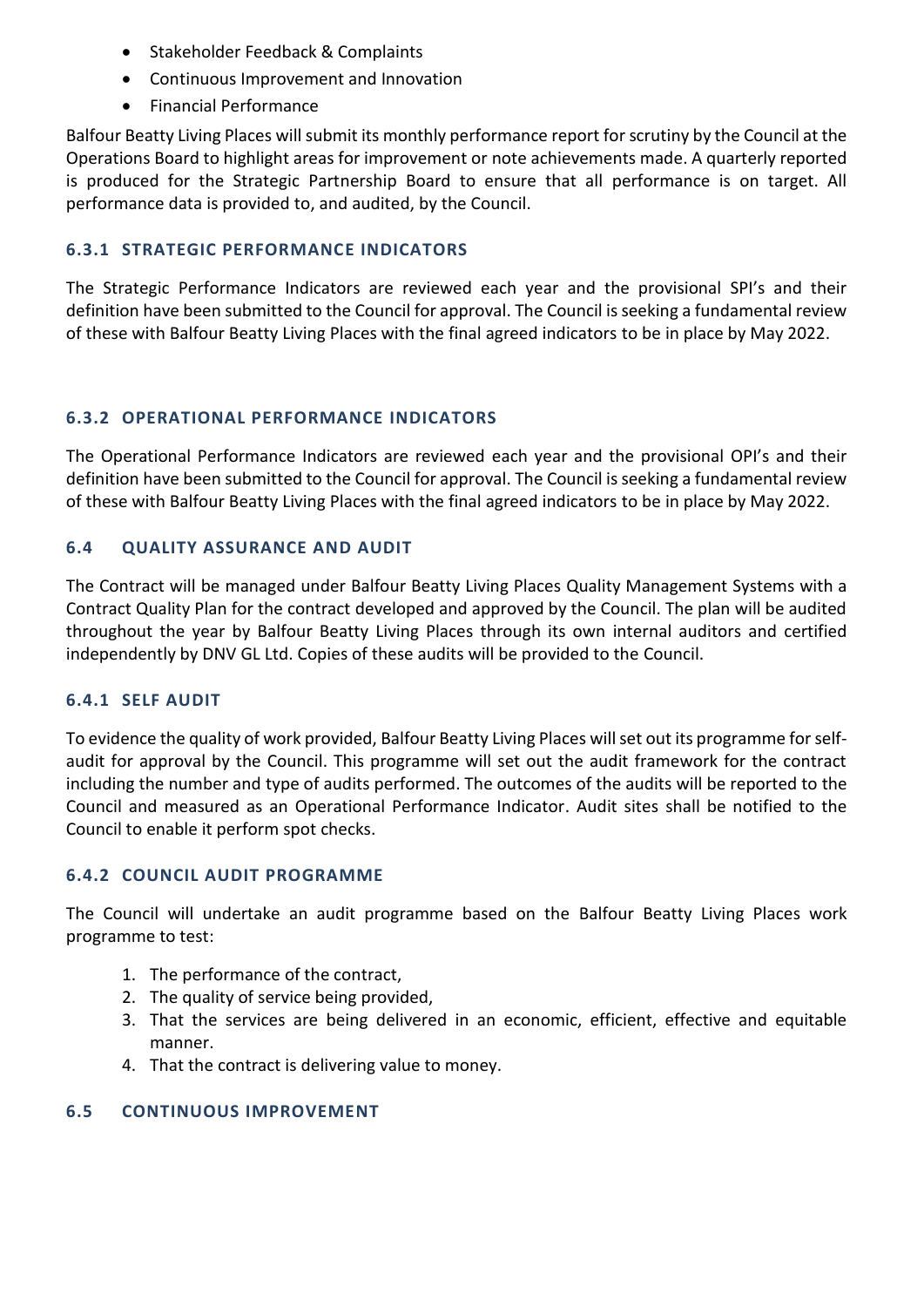- Stakeholder Feedback & Complaints
- Continuous Improvement and Innovation
- Financial Performance

Balfour Beatty Living Places will submit its monthly performance report for scrutiny by the Council at the Operations Board to highlight areas for improvement or note achievements made. A quarterly reported is produced for the Strategic Partnership Board to ensure that all performance is on target. All performance data is provided to, and audited, by the Council.

### 6.3.1 STRATEGIC PERFORMANCE INDICATORS

The Strategic Performance Indicators are reviewed each year and the provisional SPI's and their definition have been submitted to the Council for approval. The Council is seeking a fundamental review of these with Balfour Beatty Living Places with the final agreed indicators to be in place by May 2022.

### 6.3.2 OPERATIONAL PERFORMANCE INDICATORS

The Operational Performance Indicators are reviewed each year and the provisional OPI's and their definition have been submitted to the Council for approval. The Council is seeking a fundamental review of these with Balfour Beatty Living Places with the final agreed indicators to be in place by May 2022.

## 6.4 QUALITY ASSURANCE AND AUDIT

The Contract will be managed under Balfour Beatty Living Places Quality Management Systems with a Contract Quality Plan for the contract developed and approved by the Council. The plan will be audited throughout the year by Balfour Beatty Living Places through its own internal auditors and certified independently by DNV GL Ltd. Copies of these audits will be provided to the Council.

### 6.4.1 SELF AUDIT

To evidence the quality of work provided, Balfour Beatty Living Places will set out its programme for self-audit for approval by the Council. This programme will set out the audit framework for the contract including the number and type of audits performed. The outcomes of the audits will be reported to the Council and measured as an Operational Performance Indicator. Audit sites shall be notified to the Council to enable it perform spot checks.

### 6.4.2 COUNCIL AUDIT PROGRAMME

The Council will undertake an audit programme based on the Balfour Beatty Living Places work programme to test:

1. The performance of the contract,
2. The quality of service being provided,
3. That the services are being delivered in an economic, efficient, effective and equitable manner.
4. That the contract is delivering value to money.

## 6.5 CONTINUOUS IMPROVEMENT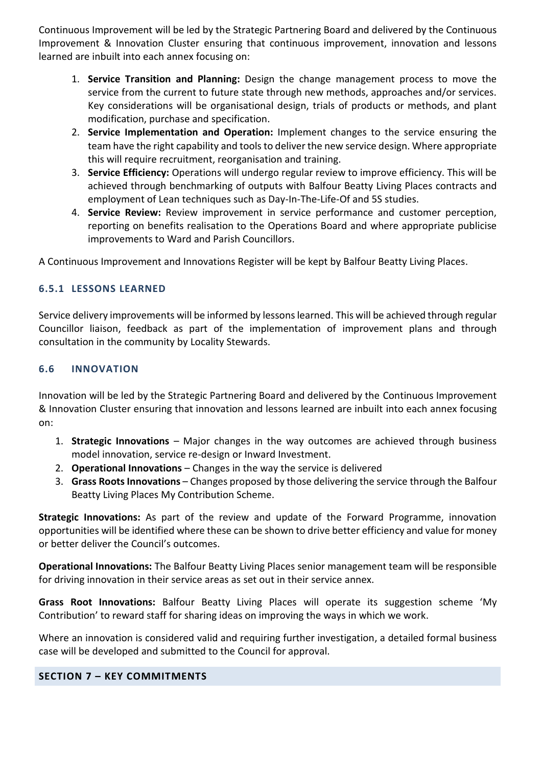Continuous Improvement will be led by the Strategic Partnering Board and delivered by the Continuous Improvement & Innovation Cluster ensuring that continuous improvement, innovation and lessons learned are inbuilt into each annex focusing on:

1. **Service Transition and Planning:** Design the change management process to move the service from the current to future state through new methods, approaches and/or services. Key considerations will be organisational design, trials of products or methods, and plant modification, purchase and specification.
2. **Service Implementation and Operation:** Implement changes to the service ensuring the team have the right capability and tools to deliver the new service design. Where appropriate this will require recruitment, reorganisation and training.
3. **Service Efficiency:** Operations will undergo regular review to improve efficiency. This will be achieved through benchmarking of outputs with Balfour Beatty Living Places contracts and employment of Lean techniques such as Day-In-The-Life-Of and 5S studies.
4. **Service Review:** Review improvement in service performance and customer perception, reporting on benefits realisation to the Operations Board and where appropriate publicise improvements to Ward and Parish Councillors.

A Continuous Improvement and Innovations Register will be kept by Balfour Beatty Living Places.

### 6.5.1 LESSONS LEARNED

Service delivery improvements will be informed by lessons learned. This will be achieved through regular Councillor liaison, feedback as part of the implementation of improvement plans and through consultation in the community by Locality Stewards.

### 6.6 INNOVATION

Innovation will be led by the Strategic Partnering Board and delivered by the Continuous Improvement & Innovation Cluster ensuring that innovation and lessons learned are inbuilt into each annex focusing on:

1. **Strategic Innovations** – Major changes in the way outcomes are achieved through business model innovation, service re-design or Inward Investment.
2. **Operational Innovations** – Changes in the way the service is delivered
3. **Grass Roots Innovations** – Changes proposed by those delivering the service through the Balfour Beatty Living Places My Contribution Scheme.

**Strategic Innovations:** As part of the review and update of the Forward Programme, innovation opportunities will be identified where these can be shown to drive better efficiency and value for money or better deliver the Council's outcomes.

**Operational Innovations:** The Balfour Beatty Living Places senior management team will be responsible for driving innovation in their service areas as set out in their service annex.

**Grass Root Innovations:** Balfour Beatty Living Places will operate its suggestion scheme 'My Contribution' to reward staff for sharing ideas on improving the ways in which we work.

Where an innovation is considered valid and requiring further investigation, a detailed formal business case will be developed and submitted to the Council for approval.

## SECTION 7 – KEY COMMITMENTS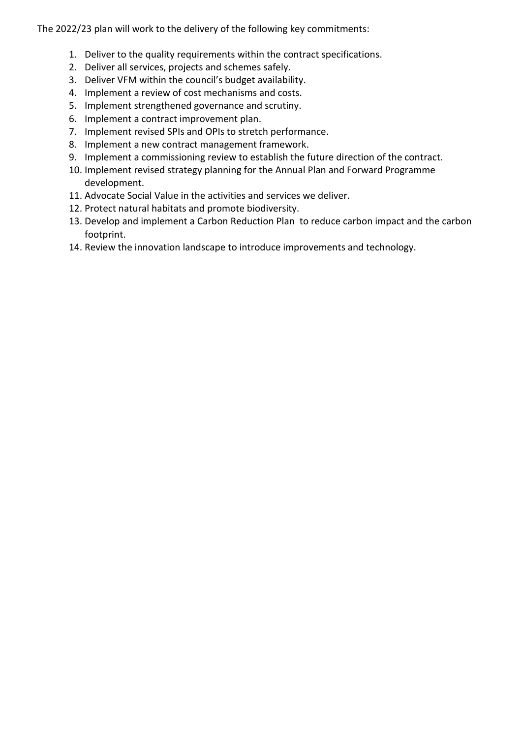The 2022/23 plan will work to the delivery of the following key commitments:

1. Deliver to the quality requirements within the contract specifications.
2. Deliver all services, projects and schemes safely.
3. Deliver VFM within the council's budget availability.
4. Implement a review of cost mechanisms and costs.
5. Implement strengthened governance and scrutiny.
6. Implement a contract improvement plan.
7. Implement revised SPIs and OPIs to stretch performance.
8. Implement a new contract management framework.
9. Implement a commissioning review to establish the future direction of the contract.
10. Implement revised strategy planning for the Annual Plan and Forward Programme development.
11. Advocate Social Value in the activities and services we deliver.
12. Protect natural habitats and promote biodiversity.
13. Develop and implement a Carbon Reduction Plan to reduce carbon impact and the carbon footprint.
14. Review the innovation landscape to introduce improvements and technology.